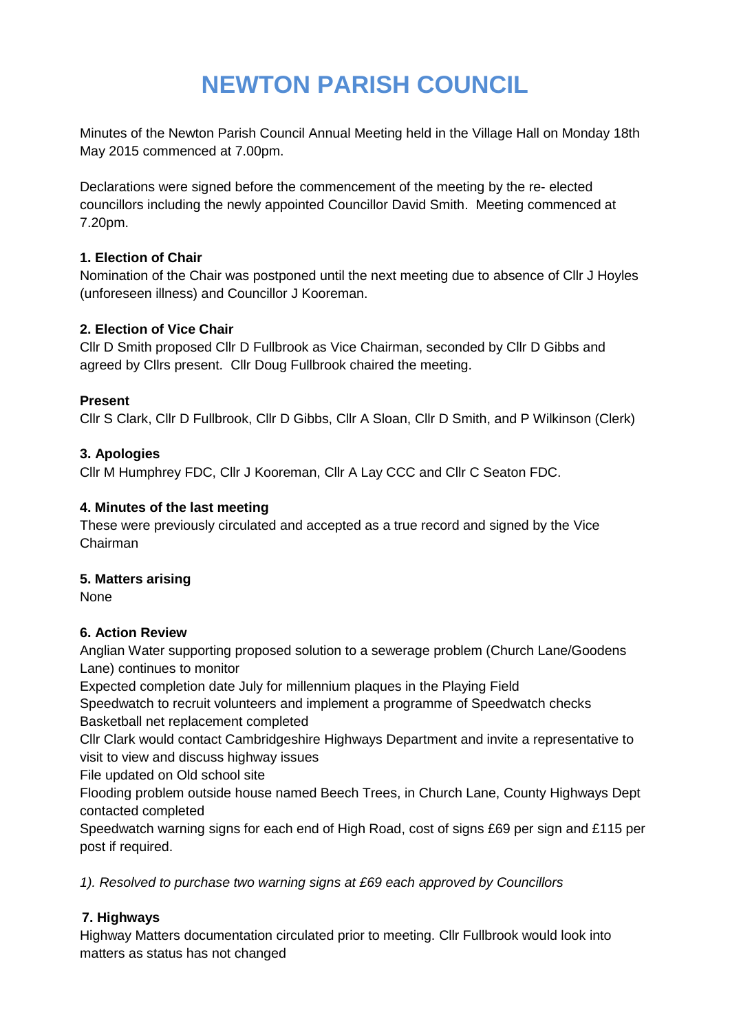# NEWTON PARISH COUNCIL

Minutes of the Newton Parish Council Annual Meeting held in the Village Hall on Monday 18th May 2015 commenced at 7.00pm.

Declarations were signed before the commencement of the meeting by the re- elected councillors including the newly appointed Councillor David Smith. Meeting commenced at 7.20pm.

**1. Election of Chair**

Nomination of the Chair was postponed until the next meeting due to absence of Cllr J Hoyles (unforeseen illness) and Councillor J Kooreman.

**2. Election of Vice Chair**

Cllr D Smith proposed Cllr D Fullbrook as Vice Chairman, seconded by Cllr D Gibbs and agreed by Cllrs present. Cllr Doug Fullbrook chaired the meeting.

**Present**

Cllr S Clark, Cllr D Fullbrook, Cllr D Gibbs, Cllr A Sloan, Cllr D Smith, and P Wilkinson (Clerk)

**3. Apologies**

Cllr M Humphrey FDC, Cllr J Kooreman, Cllr A Lay CCC and Cllr C Seaton FDC.

**4. Minutes of the last meeting**

These were previously circulated and accepted as a true record and signed by the Vice Chairman

**5. Matters arising**

None

**6. Action Review**

Anglian Water supporting proposed solution to a sewerage problem (Church Lane/Goodens Lane) continues to monitor

Expected completion date July for millennium plaques in the Playing Field

Speedwatch to recruit volunteers and implement a programme of Speedwatch checks

Basketball net replacement completed

Cllr Clark would contact Cambridgeshire Highways Department and invite a representative to visit to view and discuss highway issues

File updated on Old school site

Flooding problem outside house named Beech Trees, in Church Lane, County Highways Dept contacted completed

Speedwatch warning signs for each end of High Road, cost of signs £69 per sign and £115 per post if required.

*1). Resolved to purchase two warning signs at £69 each approved by Councillors*

**7. Highways**

Highway Matters documentation circulated prior to meeting. Cllr Fullbrook would look into matters as status has not changed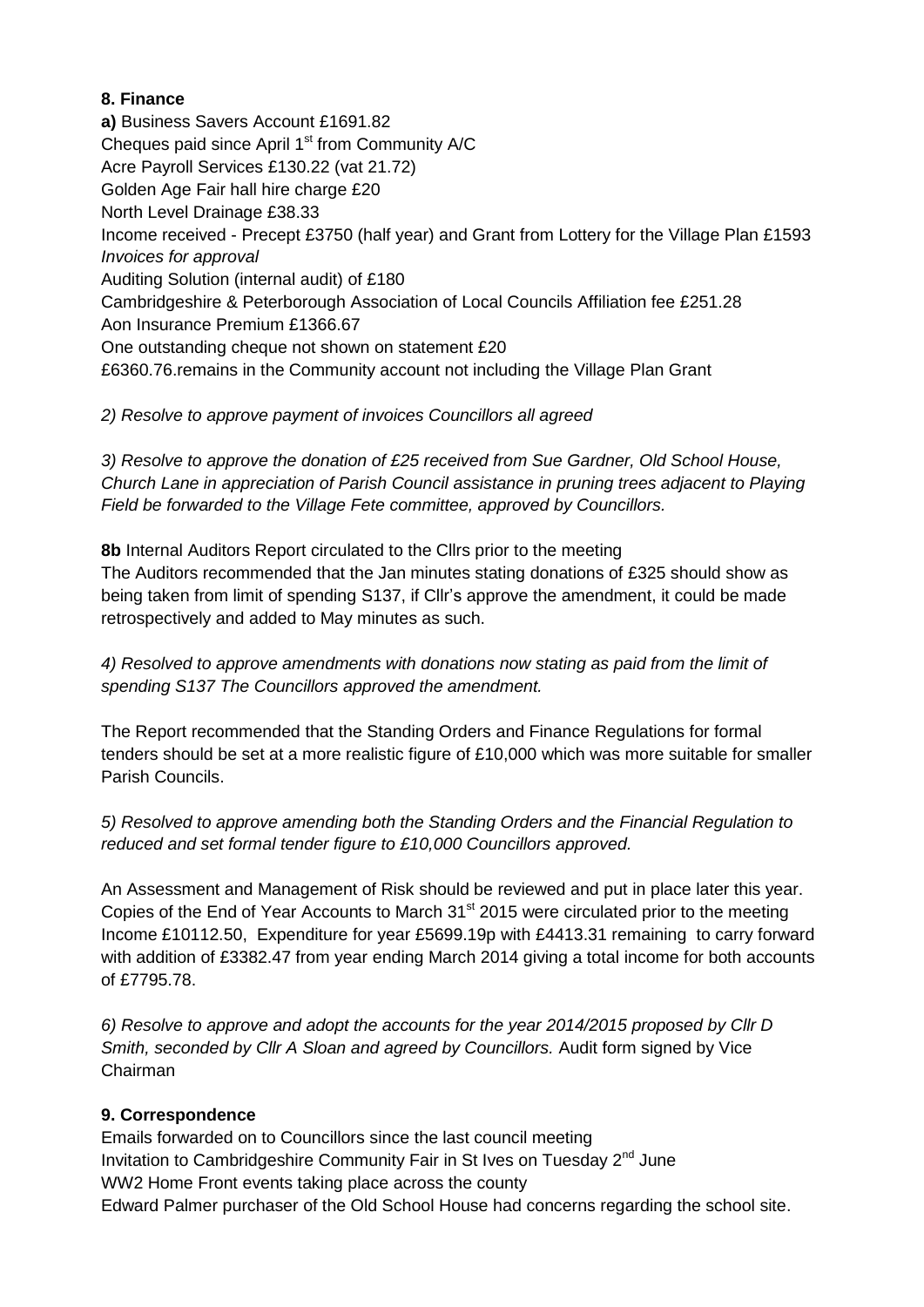## 8. Finance

**a)** Business Savers Account £1691.82
Cheques paid since April 1st from Community A/C
Acre Payroll Services £130.22 (vat 21.72)
Golden Age Fair hall hire charge £20
North Level Drainage £38.33
Income received - Precept £3750 (half year) and Grant from Lottery for the Village Plan £1593
*Invoices for approval*
Auditing Solution (internal audit) of £180
Cambridgeshire & Peterborough Association of Local Councils Affiliation fee £251.28
Aon Insurance Premium £1366.67
One outstanding cheque not shown on statement £20
£6360.76.remains in the Community account not including the Village Plan Grant

*2) Resolve to approve payment of invoices Councillors all agreed*

*3) Resolve to approve the donation of £25 received from Sue Gardner, Old School House, Church Lane in appreciation of Parish Council assistance in pruning trees adjacent to Playing Field be forwarded to the Village Fete committee, approved by Councillors.*

**8b** Internal Auditors Report circulated to the Cllrs prior to the meeting
The Auditors recommended that the Jan minutes stating donations of £325 should show as being taken from limit of spending S137, if Cllr's approve the amendment, it could be made retrospectively and added to May minutes as such.

*4) Resolved to approve amendments with donations now stating as paid from the limit of spending S137 The Councillors approved the amendment.*

The Report recommended that the Standing Orders and Finance Regulations for formal tenders should be set at a more realistic figure of £10,000 which was more suitable for smaller Parish Councils.

*5) Resolved to approve amending both the Standing Orders and the Financial Regulation to reduced and set formal tender figure to £10,000 Councillors approved.*

An Assessment and Management of Risk should be reviewed and put in place later this year.
Copies of the End of Year Accounts to March 31st 2015 were circulated prior to the meeting Income £10112.50, Expenditure for year £5699.19p with £4413.31 remaining to carry forward with addition of £3382.47 from year ending March 2014 giving a total income for both accounts of £7795.78.

*6) Resolve to approve and adopt the accounts for the year 2014/2015 proposed by Cllr D Smith, seconded by Cllr A Sloan and agreed by Councillors.* Audit form signed by Vice Chairman

## 9. Correspondence

Emails forwarded on to Councillors since the last council meeting
Invitation to Cambridgeshire Community Fair in St Ives on Tuesday 2nd June
WW2 Home Front events taking place across the county
Edward Palmer purchaser of the Old School House had concerns regarding the school site.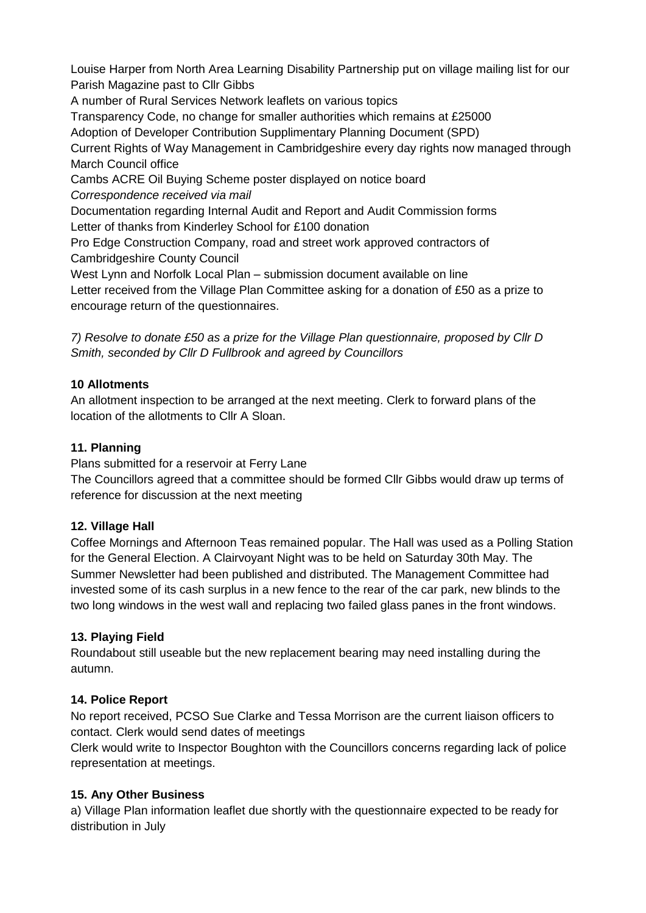Louise Harper from North Area Learning Disability Partnership put on village mailing list for our Parish Magazine past to Cllr Gibbs

A number of Rural Services Network leaflets on various topics

Transparency Code, no change for smaller authorities which remains at £25000

Adoption of Developer Contribution Supplimentary Planning Document (SPD)

Current Rights of Way Management in Cambridgeshire every day rights now managed through March Council office

Cambs ACRE Oil Buying Scheme poster displayed on notice board

*Correspondence received via mail*

Documentation regarding Internal Audit and Report and Audit Commission forms

Letter of thanks from Kinderley School for £100 donation

Pro Edge Construction Company, road and street work approved contractors of Cambridgeshire County Council

West Lynn and Norfolk Local Plan – submission document available on line

Letter received from the Village Plan Committee asking for a donation of £50 as a prize to encourage return of the questionnaires.

*7) Resolve to donate £50 as a prize for the Village Plan questionnaire, proposed by Cllr D Smith, seconded by Cllr D Fullbrook and agreed by Councillors*

**10 Allotments**

An allotment inspection to be arranged at the next meeting. Clerk to forward plans of the location of the allotments to Cllr A Sloan.

**11. Planning**

Plans submitted for a reservoir at Ferry Lane

The Councillors agreed that a committee should be formed Cllr Gibbs would draw up terms of reference for discussion at the next meeting

**12. Village Hall**

Coffee Mornings and Afternoon Teas remained popular. The Hall was used as a Polling Station for the General Election. A Clairvoyant Night was to be held on Saturday 30th May. The Summer Newsletter had been published and distributed. The Management Committee had invested some of its cash surplus in a new fence to the rear of the car park, new blinds to the two long windows in the west wall and replacing two failed glass panes in the front windows.

**13. Playing Field**

Roundabout still useable but the new replacement bearing may need installing during the autumn.

**14. Police Report**

No report received, PCSO Sue Clarke and Tessa Morrison are the current liaison officers to contact. Clerk would send dates of meetings

Clerk would write to Inspector Boughton with the Councillors concerns regarding lack of police representation at meetings.

**15. Any Other Business**

a) Village Plan information leaflet due shortly with the questionnaire expected to be ready for distribution in July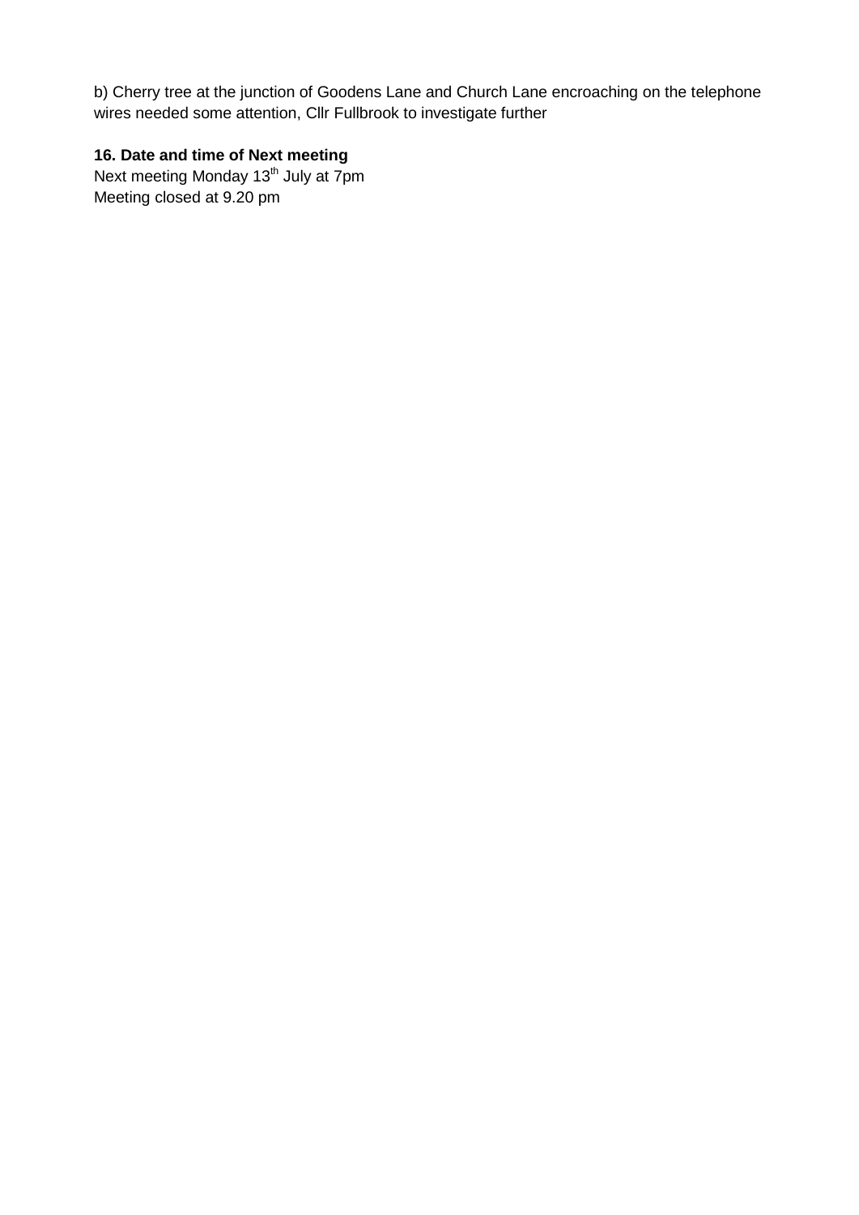b) Cherry tree at the junction of Goodens Lane and Church Lane encroaching on the telephone wires needed some attention, Cllr Fullbrook to investigate further

**16. Date and time of Next meeting**

Next meeting Monday 13th July at 7pm

Meeting closed at 9.20 pm